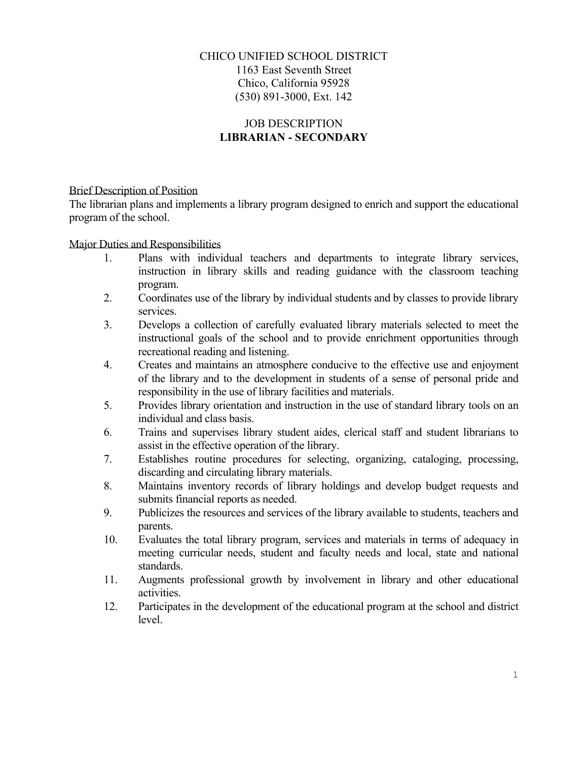CHICO UNIFIED SCHOOL DISTRICT
1163 East Seventh Street
Chico, California 95928
(530) 891-3000, Ext. 142

JOB DESCRIPTION
**LIBRARIAN - SECONDARY**

## Brief Description of Position

The librarian plans and implements a library program designed to enrich and support the educational program of the school.

## Major Duties and Responsibilities

1. Plans with individual teachers and departments to integrate library services, instruction in library skills and reading guidance with the classroom teaching program.
2. Coordinates use of the library by individual students and by classes to provide library services.
3. Develops a collection of carefully evaluated library materials selected to meet the instructional goals of the school and to provide enrichment opportunities through recreational reading and listening.
4. Creates and maintains an atmosphere conducive to the effective use and enjoyment of the library and to the development in students of a sense of personal pride and responsibility in the use of library facilities and materials.
5. Provides library orientation and instruction in the use of standard library tools on an individual and class basis.
6. Trains and supervises library student aides, clerical staff and student librarians to assist in the effective operation of the library.
7. Establishes routine procedures for selecting, organizing, cataloging, processing, discarding and circulating library materials.
8. Maintains inventory records of library holdings and develop budget requests and submits financial reports as needed.
9. Publicizes the resources and services of the library available to students, teachers and parents.
10. Evaluates the total library program, services and materials in terms of adequacy in meeting curricular needs, student and faculty needs and local, state and national standards.
11. Augments professional growth by involvement in library and other educational activities.
12. Participates in the development of the educational program at the school and district level.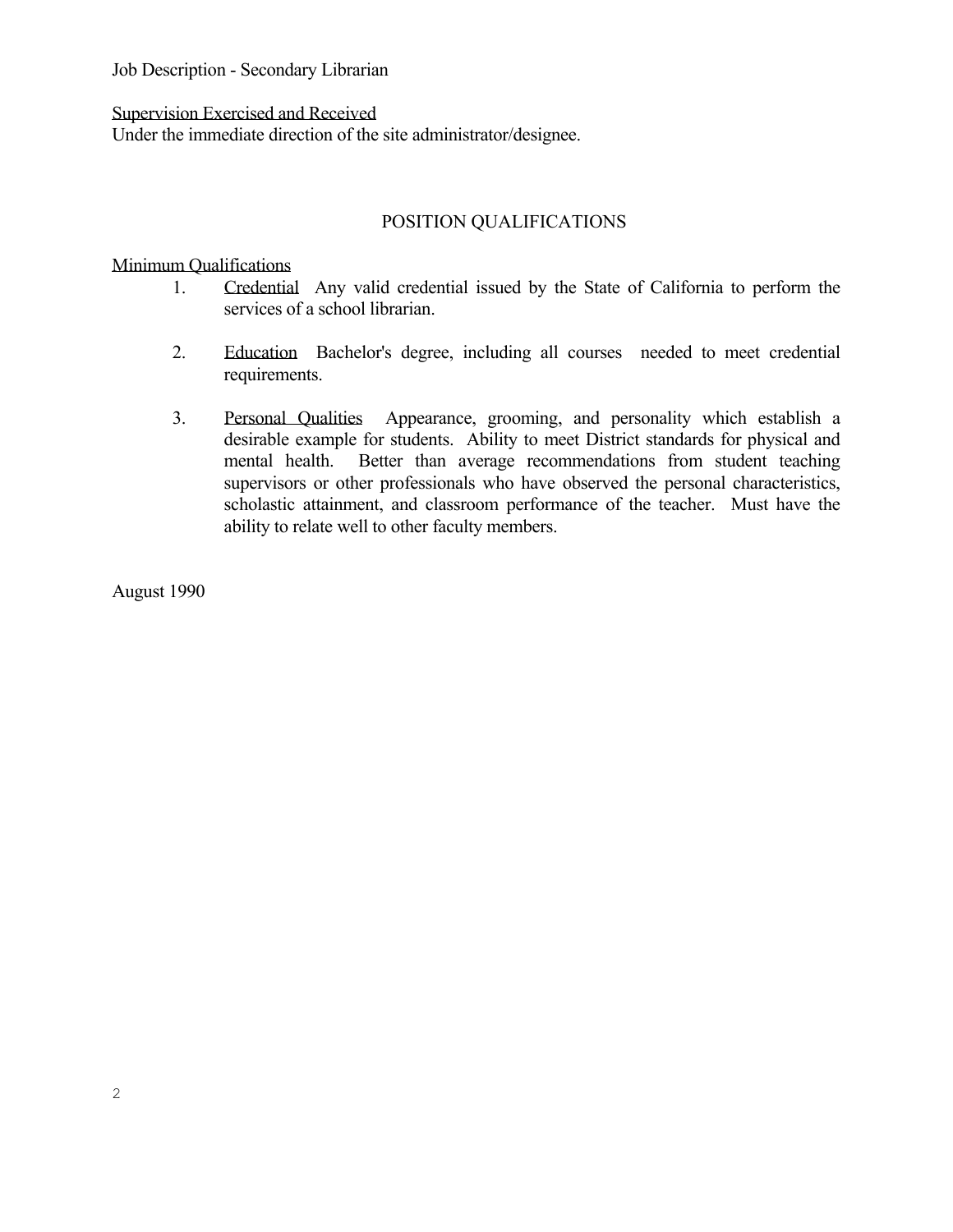## Supervision Exercised and Received

Under the immediate direction of the site administrator/designee.

## POSITION QUALIFICATIONS

### Minimum Qualifications

1. Credential  Any valid credential issued by the State of California to perform the services of a school librarian.

2. Education  Bachelor's degree, including all courses needed to meet credential requirements.

3. Personal Qualities  Appearance, grooming, and personality which establish a desirable example for students. Ability to meet District standards for physical and mental health. Better than average recommendations from student teaching supervisors or other professionals who have observed the personal characteristics, scholastic attainment, and classroom performance of the teacher. Must have the ability to relate well to other faculty members.

August 1990